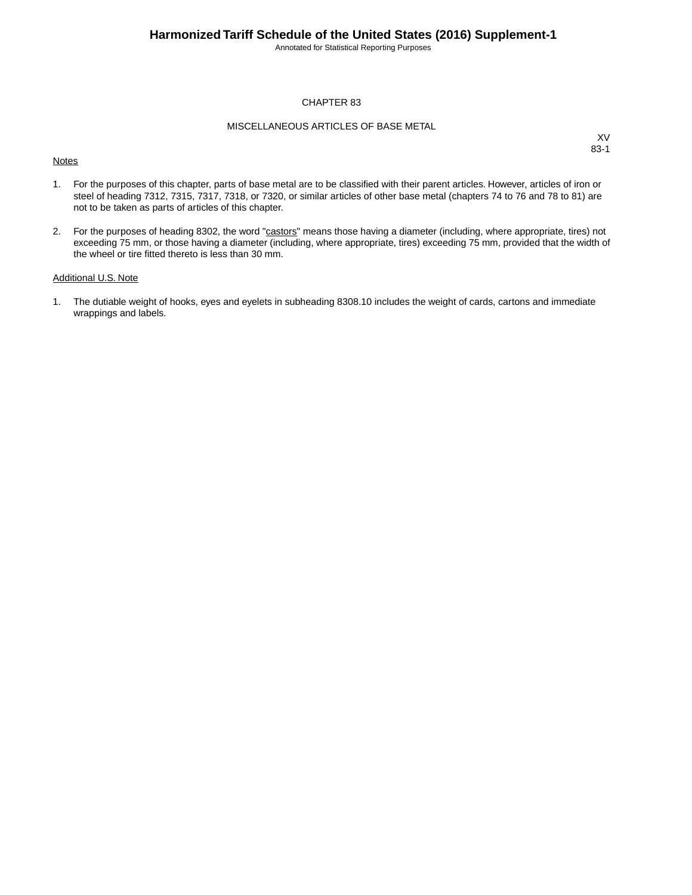# CHAPTER 83

## MISCELLANEOUS ARTICLES OF BASE METAL

XV
83-1

Notes

1. For the purposes of this chapter, parts of base metal are to be classified with their parent articles. However, articles of iron or steel of heading 7312, 7315, 7317, 7318, or 7320, or similar articles of other base metal (chapters 74 to 76 and 78 to 81) are not to be taken as parts of articles of this chapter.

2. For the purposes of heading 8302, the word "castors" means those having a diameter (including, where appropriate, tires) not exceeding 75 mm, or those having a diameter (including, where appropriate, tires) exceeding 75 mm, provided that the width of the wheel or tire fitted thereto is less than 30 mm.

Additional U.S. Note

1. The dutiable weight of hooks, eyes and eyelets in subheading 8308.10 includes the weight of cards, cartons and immediate wrappings and labels.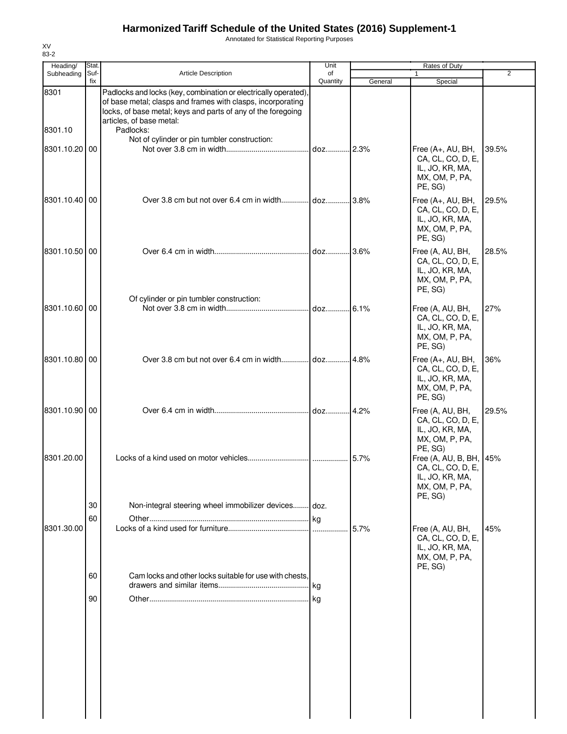# Harmonized Tariff Schedule of the United States (2016) Supplement-1

Annotated for Statistical Reporting Purposes

XV
83-2

| Heading/ Subheading | Stat. Suf- fix | Article Description | Unit of Quantity | Rates of Duty 1 General | Special | 2 |
|---|---|---|---|---|---|---|
| 8301 | | Padlocks and locks (key, combination or electrically operated), of base metal; clasps and frames with clasps, incorporating locks, of base metal; keys and parts of any of the foregoing articles, of base metal: | | | | |
| 8301.10 | | Padlocks: | | | | |
| | | Not of cylinder or pin tumbler construction: | | | | |
| 8301.10.20 | 00 | Not over 3.8 cm in width | doz. | 2.3% | Free (A+, AU, BH, CA, CL, CO, D, E, IL, JO, KR, MA, MX, OM, P, PA, PE, SG) | 39.5% |
| 8301.10.40 | 00 | Over 3.8 cm but not over 6.4 cm in width | doz. | 3.8% | Free (A+, AU, BH, CA, CL, CO, D, E, IL, JO, KR, MA, MX, OM, P, PA, PE, SG) | 29.5% |
| 8301.10.50 | 00 | Over 6.4 cm in width | doz. | 3.6% | Free (A, AU, BH, CA, CL, CO, D, E, IL, JO, KR, MA, MX, OM, P, PA, PE, SG) | 28.5% |
| | | Of cylinder or pin tumbler construction: | | | | |
| 8301.10.60 | 00 | Not over 3.8 cm in width | doz. | 6.1% | Free (A, AU, BH, CA, CL, CO, D, E, IL, JO, KR, MA, MX, OM, P, PA, PE, SG) | 27% |
| 8301.10.80 | 00 | Over 3.8 cm but not over 6.4 cm in width | doz. | 4.8% | Free (A+, AU, BH, CA, CL, CO, D, E, IL, JO, KR, MA, MX, OM, P, PA, PE, SG) | 36% |
| 8301.10.90 | 00 | Over 6.4 cm in width | doz. | 4.2% | Free (A, AU, BH, CA, CL, CO, D, E, IL, JO, KR, MA, MX, OM, P, PA, PE, SG) | 29.5% |
| 8301.20.00 | | Locks of a kind used on motor vehicles | | 5.7% | Free (A, AU, B, BH, CA, CL, CO, D, E, IL, JO, KR, MA, MX, OM, P, PA, PE, SG) | 45% |
| | 30 | Non-integral steering wheel immobilizer devices | doz. | | | |
| | 60 | Other | kg | | | |
| 8301.30.00 | | Locks of a kind used for furniture | | 5.7% | Free (A, AU, BH, CA, CL, CO, D, E, IL, JO, KR, MA, MX, OM, P, PA, PE, SG) | 45% |
| | 60 | Cam locks and other locks suitable for use with chests, drawers and similar items | kg | | | |
| | 90 | Other | kg | | | |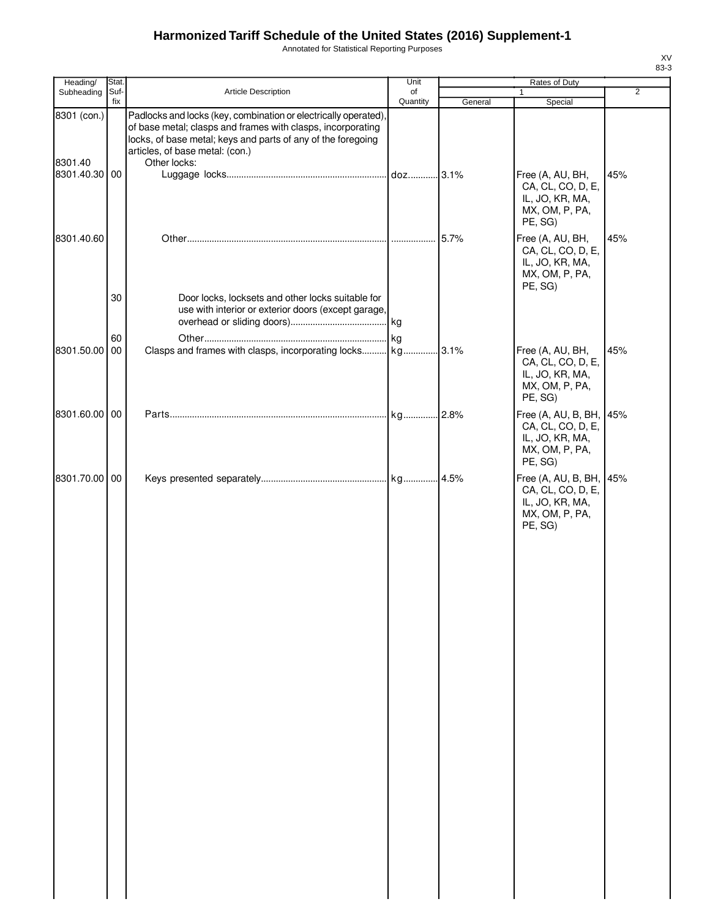# Harmonized Tariff Schedule of the United States (2016) Supplement-1

Annotated for Statistical Reporting Purposes

XV
83-3

| Heading/ Subheading | Stat. Suf-fix | Article Description | Unit of Quantity | Rates of Duty | | |
|---|---|---|---|---|---|---|
| | | | | 1 | | 2 |
| | | | | General | Special | |
| 8301 (con.) | | Padlocks and locks (key, combination or electrically operated), of base metal; clasps and frames with clasps, incorporating locks, of base metal; keys and parts of any of the foregoing articles, of base metal: (con.) | | | | |
| 8301.40 | | Other locks: | | | | |
| 8301.40.30 | 00 | Luggage locks | doz | 3.1% | Free (A, AU, BH, CA, CL, CO, D, E, IL, JO, KR, MA, MX, OM, P, PA, PE, SG) | 45% |
| 8301.40.60 | | Other | | 5.7% | Free (A, AU, BH, CA, CL, CO, D, E, IL, JO, KR, MA, MX, OM, P, PA, PE, SG) | 45% |
| | 30 | Door locks, locksets and other locks suitable for use with interior or exterior doors (except garage, overhead or sliding doors) | kg | | | |
| | 60 | Other | kg | | | |
| 8301.50.00 | 00 | Clasps and frames with clasps, incorporating locks | kg | 3.1% | Free (A, AU, BH, CA, CL, CO, D, E, IL, JO, KR, MA, MX, OM, P, PA, PE, SG) | 45% |
| 8301.60.00 | 00 | Parts | kg | 2.8% | Free (A, AU, B, BH, CA, CL, CO, D, E, IL, JO, KR, MA, MX, OM, P, PA, PE, SG) | 45% |
| 8301.70.00 | 00 | Keys presented separately | kg | 4.5% | Free (A, AU, B, BH, CA, CL, CO, D, E, IL, JO, KR, MA, MX, OM, P, PA, PE, SG) | 45% |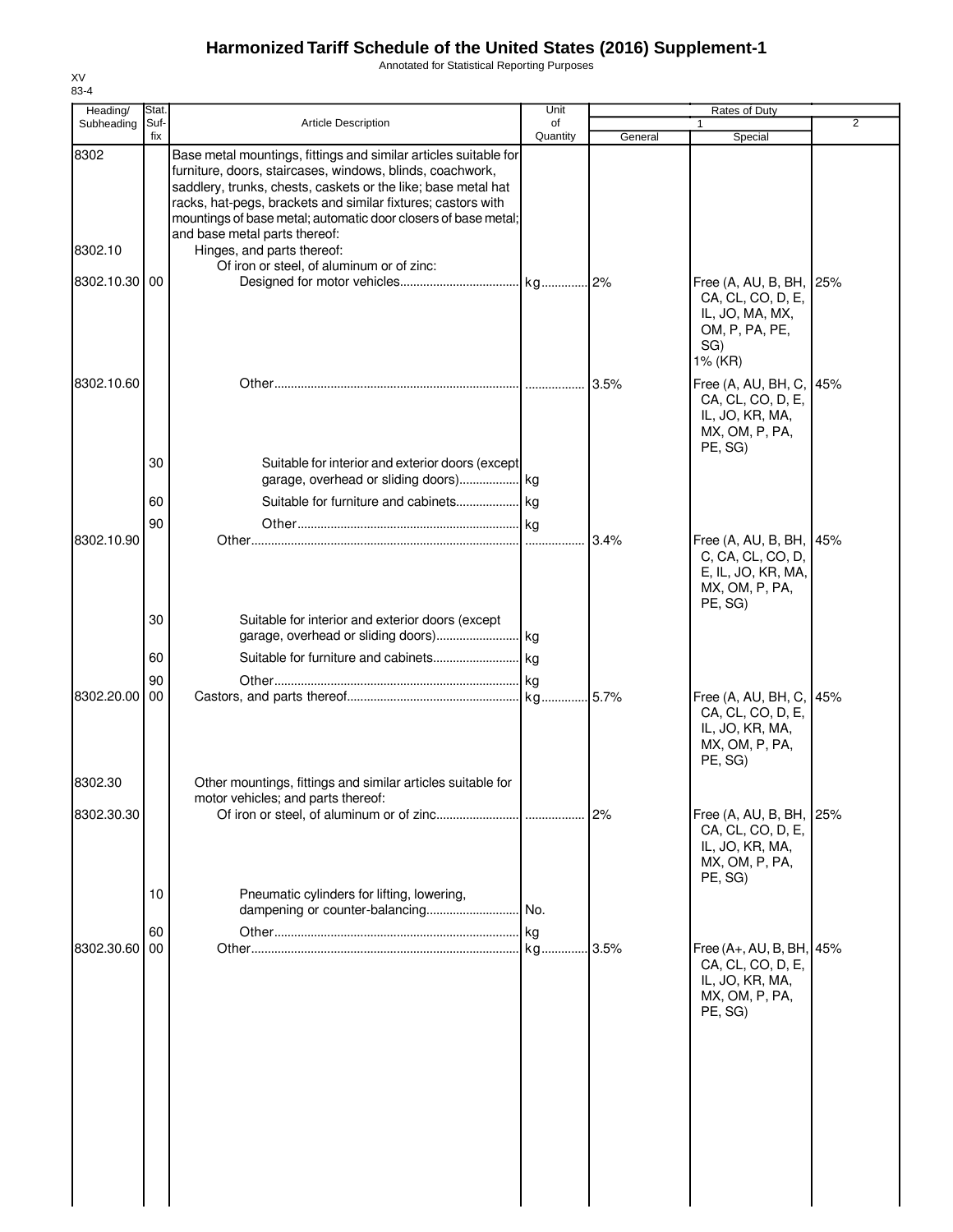# Harmonized Tariff Schedule of the United States (2016) Supplement-1

Annotated for Statistical Reporting Purposes

XV
83-4

| Heading/ Subheading | Stat. Suf-fix | Article Description | Unit of Quantity | Rates of Duty | | |
|---|---|---|---|---|---|---|
| | | | | 1 | | 2 |
| | | | | General | Special | |
| 8302 | | Base metal mountings, fittings and similar articles suitable for furniture, doors, staircases, windows, blinds, coachwork, saddlery, trunks, chests, caskets or the like; base metal hat racks, hat-pegs, brackets and similar fixtures; castors with mountings of base metal; automatic door closers of base metal; and base metal parts thereof: | | | | |
| 8302.10 | | Hinges, and parts thereof: | | | | |
| | | Of iron or steel, of aluminum or of zinc: | | | | |
| 8302.10.30 | 00 | Designed for motor vehicles | kg | 2% | Free (A, AU, B, BH, CA, CL, CO, D, E, IL, JO, MA, MX, OM, P, PA, PE, SG) 1% (KR) | 25% |
| 8302.10.60 | | Other | | 3.5% | Free (A, AU, BH, C, CA, CL, CO, D, E, IL, JO, KR, MA, MX, OM, P, PA, PE, SG) | 45% |
| | 30 | Suitable for interior and exterior doors (except garage, overhead or sliding doors) | kg | | | |
| | 60 | Suitable for furniture and cabinets | kg | | | |
| | 90 | Other | kg | | | |
| 8302.10.90 | | Other | | 3.4% | Free (A, AU, B, BH, C, CA, CL, CO, D, E, IL, JO, KR, MA, MX, OM, P, PA, PE, SG) | 45% |
| | 30 | Suitable for interior and exterior doors (except garage, overhead or sliding doors) | kg | | | |
| | 60 | Suitable for furniture and cabinets | kg | | | |
| | 90 | Other | kg | | | |
| 8302.20.00 | 00 | Castors, and parts thereof | kg | 5.7% | Free (A, AU, BH, C, CA, CL, CO, D, E, IL, JO, KR, MA, MX, OM, P, PA, PE, SG) | 45% |
| 8302.30 | | Other mountings, fittings and similar articles suitable for motor vehicles; and parts thereof: | | | | |
| 8302.30.30 | | Of iron or steel, of aluminum or of zinc | | 2% | Free (A, AU, B, BH, CA, CL, CO, D, E, IL, JO, KR, MA, MX, OM, P, PA, PE, SG) | 25% |
| | 10 | Pneumatic cylinders for lifting, lowering, dampening or counter-balancing | No. | | | |
| | 60 | Other | kg | | | |
| 8302.30.60 | 00 | Other | kg | 3.5% | Free (A+, AU, B, BH, CA, CL, CO, D, E, IL, JO, KR, MA, MX, OM, P, PA, PE, SG) | 45% |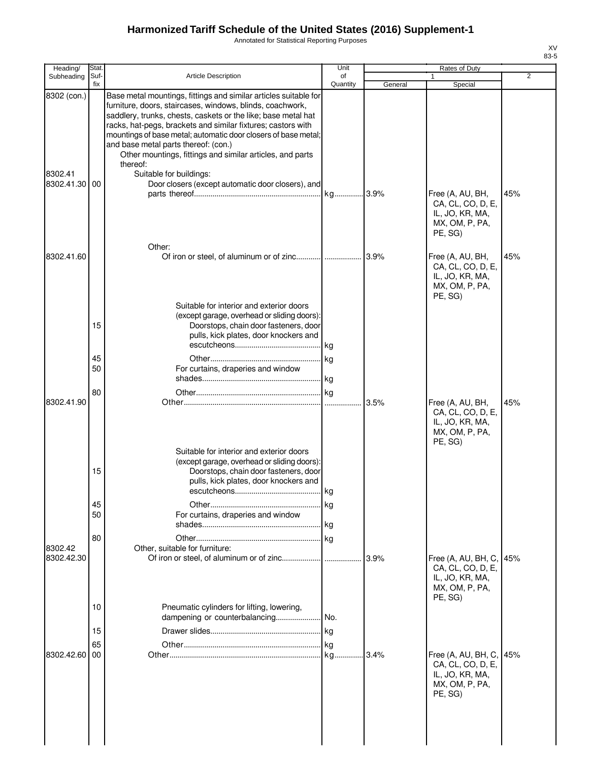# Harmonized Tariff Schedule of the United States (2016) Supplement-1

Annotated for Statistical Reporting Purposes

XV
83-5

| Heading/ Subheading | Stat. Suf- fix | Article Description | Unit of Quantity | Rates of Duty 1 General | Special | 2 |
|---|---|---|---|---|---|---|
| 8302 (con.) | | Base metal mountings, fittings and similar articles suitable for furniture, doors, staircases, windows, blinds, coachwork, saddlery, trunks, chests, caskets or the like; base metal hat racks, hat-pegs, brackets and similar fixtures; castors with mountings of base metal; automatic door closers of base metal; and base metal parts thereof: (con.) | | | | |
| | | Other mountings, fittings and similar articles, and parts thereof: | | | | |
| 8302.41 | | Suitable for buildings: | | | | |
| 8302.41.30 | 00 | Door closers (except automatic door closers), and parts thereof | kg | 3.9% | Free (A, AU, BH, CA, CL, CO, D, E, IL, JO, KR, MA, MX, OM, P, PA, PE, SG) | 45% |
| | | Other: | | | | |
| 8302.41.60 | | Of iron or steel, of aluminum or of zinc | | 3.9% | Free (A, AU, BH, CA, CL, CO, D, E, IL, JO, KR, MA, MX, OM, P, PA, PE, SG) | 45% |
| | | Suitable for interior and exterior doors (except garage, overhead or sliding doors): | | | | |
| | 15 | Doorstops, chain door fasteners, door pulls, kick plates, door knockers and escutcheons | kg | | | |
| | 45 | Other | kg | | | |
| | 50 | For curtains, draperies and window shades | kg | | | |
| | 80 | Other | kg | | | |
| 8302.41.90 | | Other | | 3.5% | Free (A, AU, BH, CA, CL, CO, D, E, IL, JO, KR, MA, MX, OM, P, PA, PE, SG) | 45% |
| | | Suitable for interior and exterior doors (except garage, overhead or sliding doors): | | | | |
| | 15 | Doorstops, chain door fasteners, door pulls, kick plates, door knockers and escutcheons | kg | | | |
| | 45 | Other | kg | | | |
| | 50 | For curtains, draperies and window shades | kg | | | |
| | 80 | Other | kg | | | |
| 8302.42 | | Other, suitable for furniture: | | | | |
| 8302.42.30 | | Of iron or steel, of aluminum or of zinc | | 3.9% | Free (A, AU, BH, C, CA, CL, CO, D, E, IL, JO, KR, MA, MX, OM, P, PA, PE, SG) | 45% |
| | 10 | Pneumatic cylinders for lifting, lowering, dampening or counterbalancing | No. | | | |
| | 15 | Drawer slides | kg | | | |
| | 65 | Other | kg | | | |
| 8302.42.60 | 00 | Other | kg | 3.4% | Free (A, AU, BH, C, CA, CL, CO, D, E, IL, JO, KR, MA, MX, OM, P, PA, PE, SG) | 45% |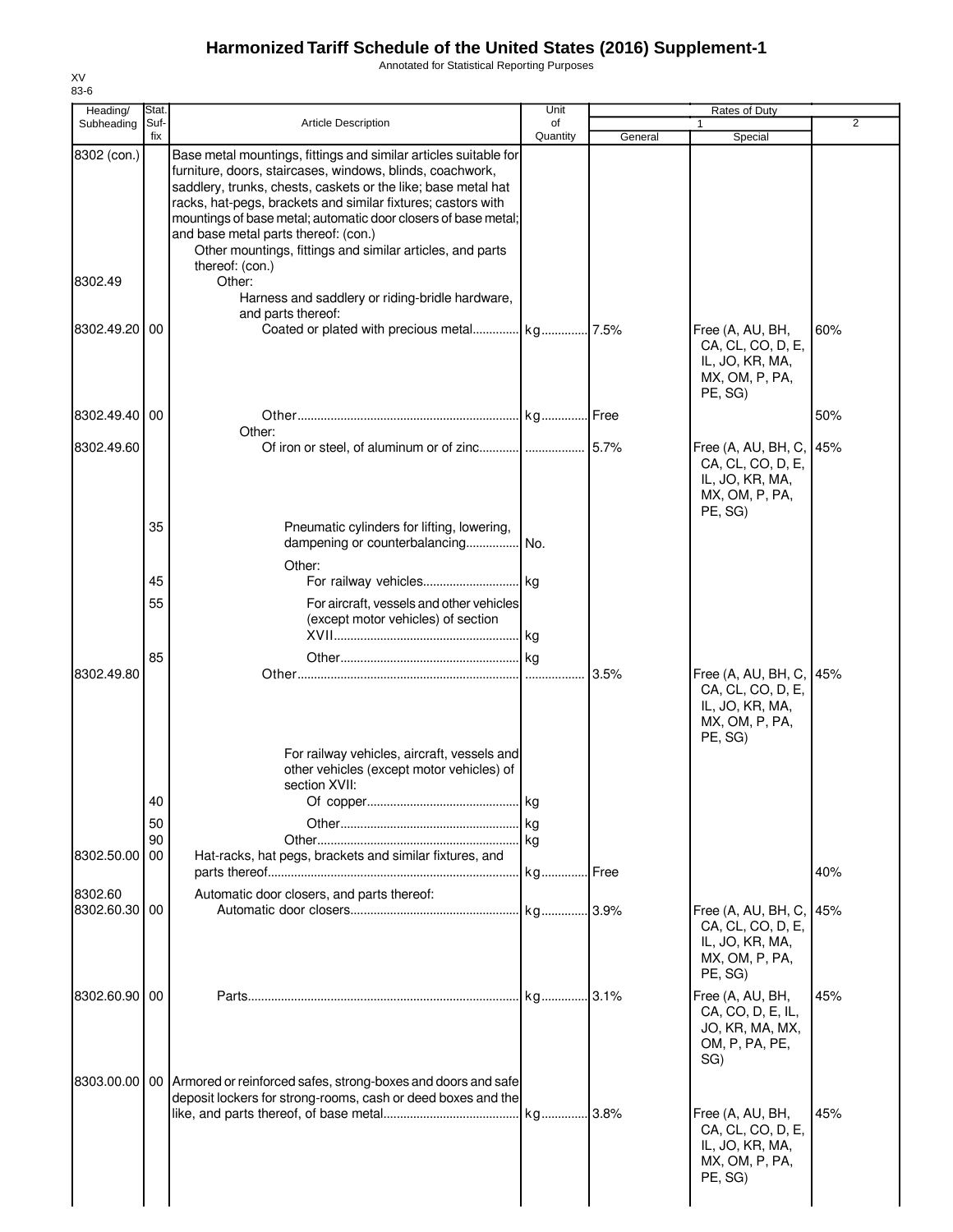# Harmonized Tariff Schedule of the United States (2016) Supplement-1

Annotated for Statistical Reporting Purposes

XV
83-6

| Heading/ Subheading | Stat. Suf- fix | Article Description | Unit of Quantity | Rates of Duty 1 General | Special | 2 |
|---|---|---|---|---|---|---|
| 8302 (con.) | | Base metal mountings, fittings and similar articles suitable for furniture, doors, staircases, windows, blinds, coachwork, saddlery, trunks, chests, caskets or the like; base metal hat racks, hat-pegs, brackets and similar fixtures; castors with mountings of base metal; automatic door closers of base metal; and base metal parts thereof: (con.) | | | | |
| | | Other mountings, fittings and similar articles, and parts thereof: (con.) | | | | |
| 8302.49 | | Other: | | | | |
| | | Harness and saddlery or riding-bridle hardware, and parts thereof: | | | | |
| 8302.49.20 | 00 | Coated or plated with precious metal | kg | 7.5% | Free (A, AU, BH, CA, CL, CO, D, E, IL, JO, KR, MA, MX, OM, P, PA, PE, SG) | 60% |
| 8302.49.40 | 00 | Other | kg | Free | | 50% |
| | | Other: | | | | |
| 8302.49.60 | | Of iron or steel, of aluminum or of zinc | | 5.7% | Free (A, AU, BH, C, CA, CL, CO, D, E, IL, JO, KR, MA, MX, OM, P, PA, PE, SG) | 45% |
| | 35 | Pneumatic cylinders for lifting, lowering, dampening or counterbalancing | No. | | | |
| | | Other: | | | | |
| | 45 | For railway vehicles | kg | | | |
| | 55 | For aircraft, vessels and other vehicles (except motor vehicles) of section XVII | kg | | | |
| | 85 | Other | kg | | | |
| 8302.49.80 | | Other | | 3.5% | Free (A, AU, BH, C, CA, CL, CO, D, E, IL, JO, KR, MA, MX, OM, P, PA, PE, SG) | 45% |
| | | For railway vehicles, aircraft, vessels and other vehicles (except motor vehicles) of section XVII: | | | | |
| | 40 | Of copper | kg | | | |
| | 50 | Other | kg | | | |
| | 90 | Other | kg | | | |
| 8302.50.00 | 00 | Hat-racks, hat pegs, brackets and similar fixtures, and parts thereof | kg | Free | | 40% |
| 8302.60 | | Automatic door closers, and parts thereof: | | | | |
| 8302.60.30 | 00 | Automatic door closers | kg | 3.9% | Free (A, AU, BH, C, CA, CL, CO, D, E, IL, JO, KR, MA, MX, OM, P, PA, PE, SG) | 45% |
| 8302.60.90 | 00 | Parts | kg | 3.1% | Free (A, AU, BH, CA, CO, D, E, IL, JO, KR, MA, MX, OM, P, PA, PE, SG) | 45% |
| 8303.00.00 | 00 | Armored or reinforced safes, strong-boxes and doors and safe deposit lockers for strong-rooms, cash or deed boxes and the like, and parts thereof, of base metal | kg | 3.8% | Free (A, AU, BH, CA, CL, CO, D, E, IL, JO, KR, MA, MX, OM, P, PA, PE, SG) | 45% |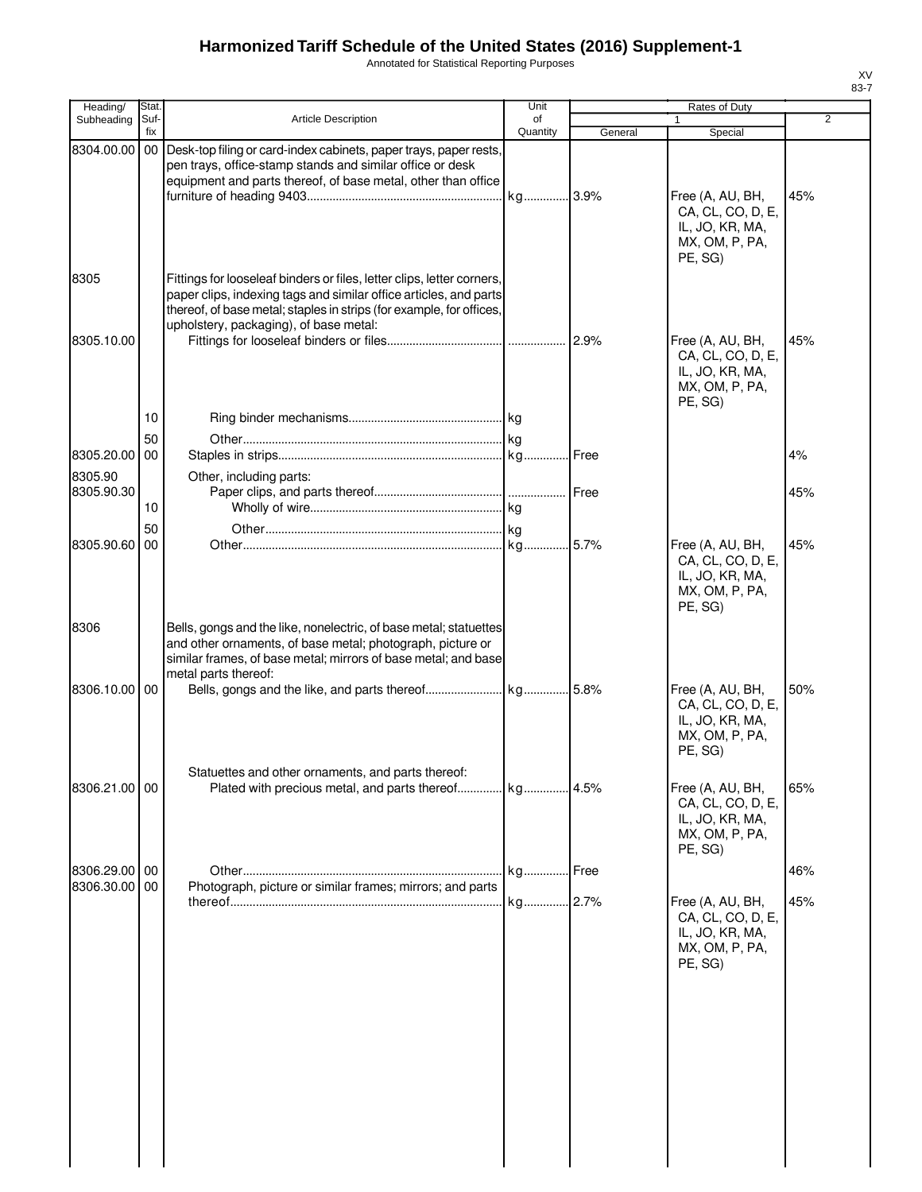# Harmonized Tariff Schedule of the United States (2016) Supplement-1

Annotated for Statistical Reporting Purposes

XV
83-7

| Heading/ Subheading | Stat. Suf- fix | Article Description | Unit of Quantity | Rates of Duty 1 General | Special | 2 |
|---|---|---|---|---|---|---|
| 8304.00.00 | 00 | Desk-top filing or card-index cabinets, paper trays, paper rests, pen trays, office-stamp stands and similar office or desk equipment and parts thereof, of base metal, other than office furniture of heading 9403 | kg | 3.9% | Free (A, AU, BH, CA, CL, CO, D, E, IL, JO, KR, MA, MX, OM, P, PA, PE, SG) | 45% |
| 8305 | | Fittings for looseleaf binders or files, letter clips, letter corners, paper clips, indexing tags and similar office articles, and parts thereof, of base metal; staples in strips (for example, for offices, upholstery, packaging), of base metal: | | | | |
| 8305.10.00 | | Fittings for looseleaf binders or files | | 2.9% | Free (A, AU, BH, CA, CL, CO, D, E, IL, JO, KR, MA, MX, OM, P, PA, PE, SG) | 45% |
| | 10 | Ring binder mechanisms | kg | | | |
| | 50 | Other | kg | | | |
| 8305.20.00 | 00 | Staples in strips | kg | Free | | 4% |
| 8305.90 | | Other, including parts: | | | | |
| 8305.90.30 | | Paper clips, and parts thereof | | Free | | 45% |
| | 10 | Wholly of wire | kg | | | |
| | 50 | Other | kg | | | |
| 8305.90.60 | 00 | Other | kg | 5.7% | Free (A, AU, BH, CA, CL, CO, D, E, IL, JO, KR, MA, MX, OM, P, PA, PE, SG) | 45% |
| 8306 | | Bells, gongs and the like, nonelectric, of base metal; statuettes and other ornaments, of base metal; photograph, picture or similar frames, of base metal; mirrors of base metal; and base metal parts thereof: | | | | |
| 8306.10.00 | 00 | Bells, gongs and the like, and parts thereof | kg | 5.8% | Free (A, AU, BH, CA, CL, CO, D, E, IL, JO, KR, MA, MX, OM, P, PA, PE, SG) | 50% |
| | | Statuettes and other ornaments, and parts thereof: | | | | |
| 8306.21.00 | 00 | Plated with precious metal, and parts thereof | kg | 4.5% | Free (A, AU, BH, CA, CL, CO, D, E, IL, JO, KR, MA, MX, OM, P, PA, PE, SG) | 65% |
| 8306.29.00 | 00 | Other | kg | Free | | 46% |
| 8306.30.00 | 00 | Photograph, picture or similar frames; mirrors; and parts thereof | kg | 2.7% | Free (A, AU, BH, CA, CL, CO, D, E, IL, JO, KR, MA, MX, OM, P, PA, PE, SG) | 45% |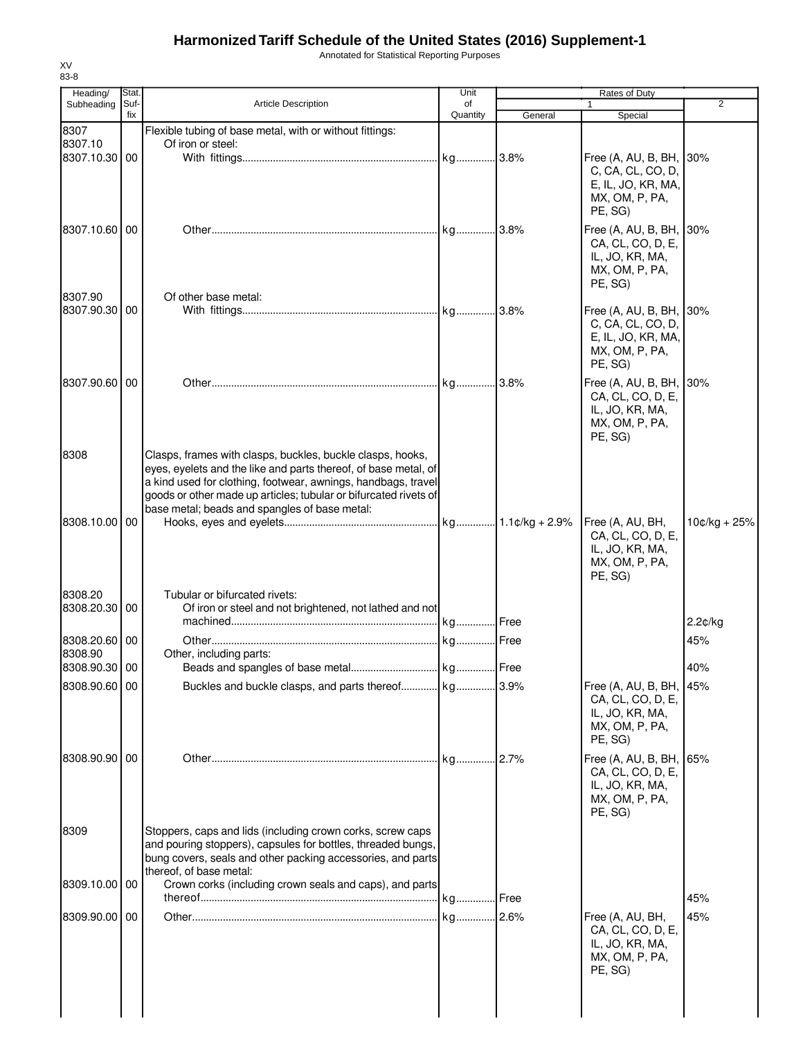# Harmonized Tariff Schedule of the United States (2016) Supplement-1

Annotated for Statistical Reporting Purposes

XV
83-8

| Heading/ Subheading | Stat. Suf- fix | Article Description | Unit of Quantity | Rates of Duty 1 General | Special | 2 |
|---|---|---|---|---|---|---|
| 8307 | | Flexible tubing of base metal, with or without fittings: | | | | |
| 8307.10 | | Of iron or steel: | | | | |
| 8307.10.30 | 00 | With fittings | kg | 3.8% | Free (A, AU, B, BH, C, CA, CL, CO, D, E, IL, JO, KR, MA, MX, OM, P, PA, PE, SG) | 30% |
| 8307.10.60 | 00 | Other | kg | 3.8% | Free (A, AU, B, BH, CA, CL, CO, D, E, IL, JO, KR, MA, MX, OM, P, PA, PE, SG) | 30% |
| 8307.90 | | Of other base metal: | | | | |
| 8307.90.30 | 00 | With fittings | kg | 3.8% | Free (A, AU, B, BH, C, CA, CL, CO, D, E, IL, JO, KR, MA, MX, OM, P, PA, PE, SG) | 30% |
| 8307.90.60 | 00 | Other | kg | 3.8% | Free (A, AU, B, BH, CA, CL, CO, D, E, IL, JO, KR, MA, MX, OM, P, PA, PE, SG) | 30% |
| 8308 | | Clasps, frames with clasps, buckles, buckle clasps, hooks, eyes, eyelets and the like and parts thereof, of base metal, of a kind used for clothing, footwear, awnings, handbags, travel goods or other made up articles; tubular or bifurcated rivets of base metal; beads and spangles of base metal: | | | | |
| 8308.10.00 | 00 | Hooks, eyes and eyelets | kg | 1.1¢/kg + 2.9% | Free (A, AU, BH, CA, CL, CO, D, E, IL, JO, KR, MA, MX, OM, P, PA, PE, SG) | 10¢/kg + 25% |
| 8308.20 | | Tubular or bifurcated rivets: | | | | |
| 8308.20.30 | 00 | Of iron or steel and not brightened, not lathed and not machined | kg | Free | | 2.2¢/kg |
| 8308.20.60 | 00 | Other | kg | Free | | 45% |
| 8308.90 | | Other, including parts: | | | | |
| 8308.90.30 | 00 | Beads and spangles of base metal | kg | Free | | 40% |
| 8308.90.60 | 00 | Buckles and buckle clasps, and parts thereof | kg | 3.9% | Free (A, AU, B, BH, CA, CL, CO, D, E, IL, JO, KR, MA, MX, OM, P, PA, PE, SG) | 45% |
| 8308.90.90 | 00 | Other | kg | 2.7% | Free (A, AU, B, BH, CA, CL, CO, D, E, IL, JO, KR, MA, MX, OM, P, PA, PE, SG) | 65% |
| 8309 | | Stoppers, caps and lids (including crown corks, screw caps and pouring stoppers), capsules for bottles, threaded bungs, bung covers, seals and other packing accessories, and parts thereof, of base metal: | | | | |
| 8309.10.00 | 00 | Crown corks (including crown seals and caps), and parts thereof | kg | Free | | 45% |
| 8309.90.00 | 00 | Other | kg | 2.6% | Free (A, AU, BH, CA, CL, CO, D, E, IL, JO, KR, MA, MX, OM, P, PA, PE, SG) | 45% |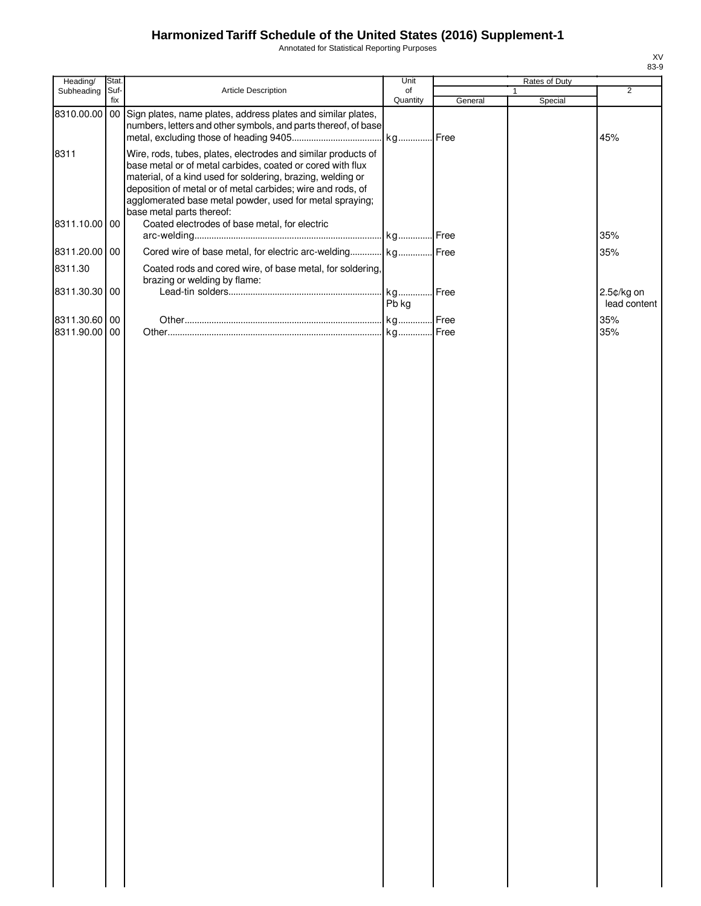# Harmonized Tariff Schedule of the United States (2016) Supplement-1

Annotated for Statistical Reporting Purposes

XV
83-9

| Heading/ Subheading | Stat. Suf-fix | Article Description | Unit of Quantity | Rates of Duty 1 General | Rates of Duty 1 Special | Rates of Duty 2 |
|---|---|---|---|---|---|---|
| 8310.00.00 | 00 | Sign plates, name plates, address plates and similar plates, numbers, letters and other symbols, and parts thereof, of base metal, excluding those of heading 9405 | kg | Free | | 45% |
| 8311 | | Wire, rods, tubes, plates, electrodes and similar products of base metal or of metal carbides, coated or cored with flux material, of a kind used for soldering, brazing, welding or deposition of metal or of metal carbides; wire and rods, of agglomerated base metal powder, used for metal spraying; base metal parts thereof: | | | | |
| 8311.10.00 | 00 | Coated electrodes of base metal, for electric arc-welding | kg | Free | | 35% |
| 8311.20.00 | 00 | Cored wire of base metal, for electric arc-welding | kg | Free | | 35% |
| 8311.30 | | Coated rods and cored wire, of base metal, for soldering, brazing or welding by flame: | | | | |
| 8311.30.30 | 00 | Lead-tin solders | kg<br>Pb kg | Free | | 2.5¢/kg on lead content |
| 8311.30.60 | 00 | Other | kg | Free | | 35% |
| 8311.90.00 | 00 | Other | kg | Free | | 35% |